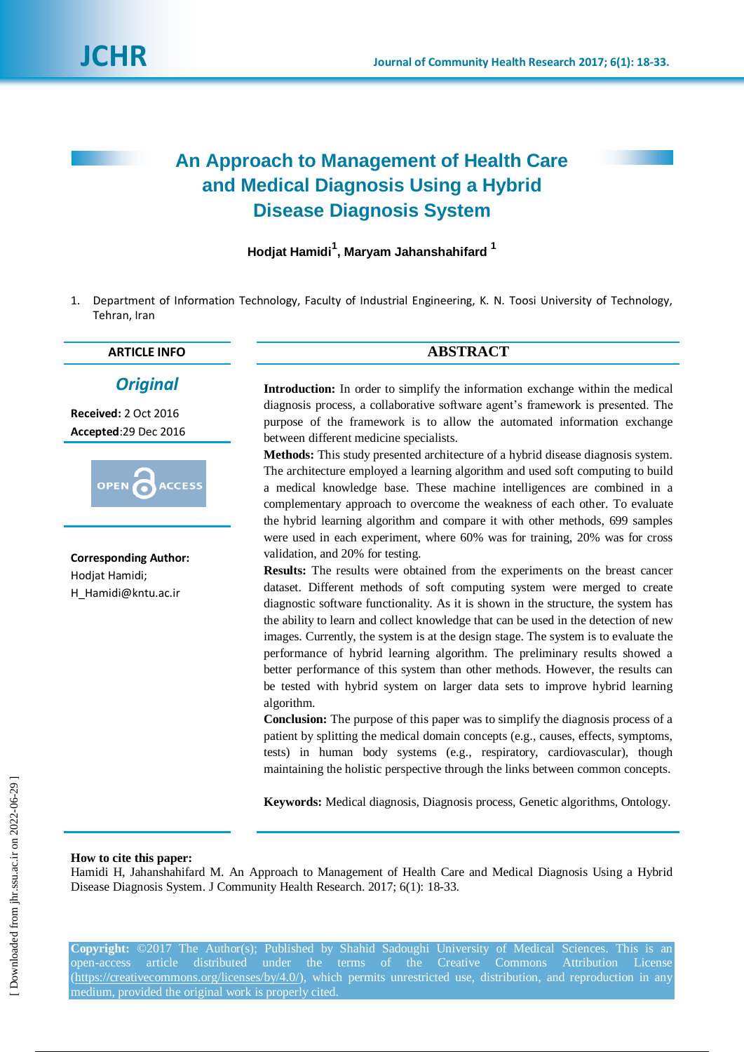# An Approach to Management of Health Care and Medical Diagnosis Using a Hybrid Disease Diagnosis System

**Hodjat Hamidi[1], Maryam Jahanshahifard [1]**

1. Department of Information Technology, Faculty of Industrial Engineering, K. N. Toosi University of Technology, Tehran, Iran

## ARTICLE INFO

***Original***

**Received:** 2 Oct 2016

**Accepted**:29 Dec 2016

OPEN ACCESS

**Corresponding Author:**
Hodjat Hamidi;
H_Hamidi@kntu.ac.ir

## ABSTRACT

**Introduction:** In order to simplify the information exchange within the medical diagnosis process, a collaborative software agent's framework is presented. The purpose of the framework is to allow the automated information exchange between different medicine specialists.

**Methods:** This study presented architecture of a hybrid disease diagnosis system. The architecture employed a learning algorithm and used soft computing to build a medical knowledge base. These machine intelligences are combined in a complementary approach to overcome the weakness of each other. To evaluate the hybrid learning algorithm and compare it with other methods, 699 samples were used in each experiment, where 60% was for training, 20% was for cross validation, and 20% for testing.

**Results:** The results were obtained from the experiments on the breast cancer dataset. Different methods of soft computing system were merged to create diagnostic software functionality. As it is shown in the structure, the system has the ability to learn and collect knowledge that can be used in the detection of new images. Currently, the system is at the design stage. The system is to evaluate the performance of hybrid learning algorithm. The preliminary results showed a better performance of this system than other methods. However, the results can be tested with hybrid system on larger data sets to improve hybrid learning algorithm.

**Conclusion:** The purpose of this paper was to simplify the diagnosis process of a patient by splitting the medical domain concepts (e.g., causes, effects, symptoms, tests) in human body systems (e.g., respiratory, cardiovascular), though maintaining the holistic perspective through the links between common concepts.

**Keywords:** Medical diagnosis, Diagnosis process, Genetic algorithms, Ontology.

**How to cite this paper:**
Hamidi H, Jahanshahifard M. An Approach to Management of Health Care and Medical Diagnosis Using a Hybrid Disease Diagnosis System. J Community Health Research. 2017; 6(1): 18-33.

**Copyright:** ©2017 The Author(s); Published by Shahid Sadoughi University of Medical Sciences. This is an open-access article distributed under the terms of the Creative Commons Attribution License (https://creativecommons.org/licenses/by/4.0/), which permits unrestricted use, distribution, and reproduction in any medium, provided the original work is properly cited.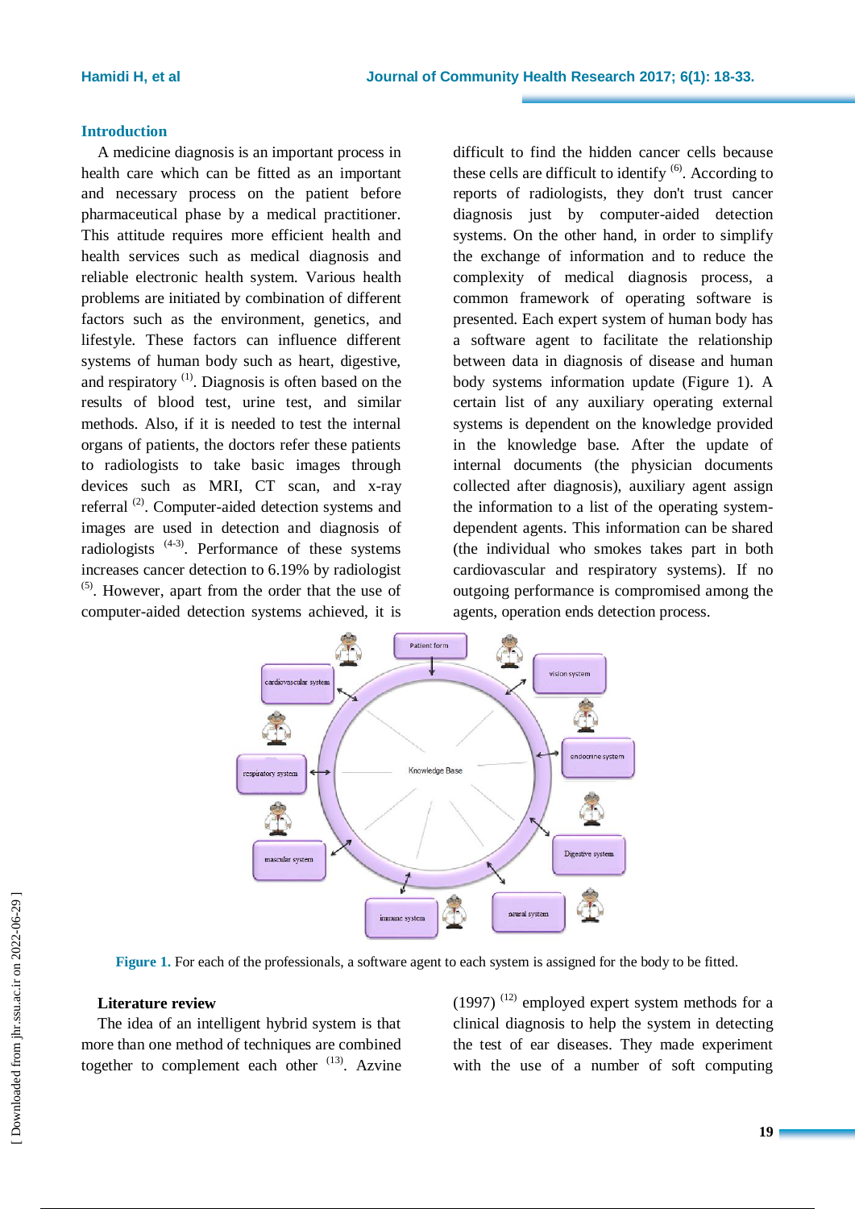## Introduction

A medicine diagnosis is an important process in health care which can be fitted as an important and necessary process on the patient before pharmaceutical phase by a medical practitioner. This attitude requires more efficient health and health services such as medical diagnosis and reliable electronic health system. Various health problems are initiated by combination of different factors such as the environment, genetics, and lifestyle. These factors can influence different systems of human body such as heart, digestive, and respiratory [1]. Diagnosis is often based on the results of blood test, urine test, and similar methods. Also, if it is needed to test the internal organs of patients, the doctors refer these patients to radiologists to take basic images through devices such as MRI, CT scan, and x-ray referral [2]. Computer-aided detection systems and images are used in detection and diagnosis of radiologists [4-3]. Performance of these systems increases cancer detection to 6.19% by radiologist [5]. However, apart from the order that the use of computer-aided detection systems achieved, it is difficult to find the hidden cancer cells because these cells are difficult to identify [6]. According to reports of radiologists, they don't trust cancer diagnosis just by computer-aided detection systems. On the other hand, in order to simplify the exchange of information and to reduce the complexity of medical diagnosis process, a common framework of operating software is presented. Each expert system of human body has a software agent to facilitate the relationship between data in diagnosis of disease and human body systems information update (Figure 1). A certain list of any auxiliary operating external systems is dependent on the knowledge provided in the knowledge base. After the update of internal documents (the physician documents collected after diagnosis), auxiliary agent assign the information to a list of the operating system-dependent agents. This information can be shared (the individual who smokes takes part in both cardiovascular and respiratory systems). If no outgoing performance is compromised among the agents, operation ends detection process.

**Figure 1.** For each of the professionals, a software agent to each system is assigned for the body to be fitted.

### Literature review

The idea of an intelligent hybrid system is that more than one method of techniques are combined together to complement each other [13]. Azvine (1997) [12] employed expert system methods for a clinical diagnosis to help the system in detecting the test of ear diseases. They made experiment with the use of a number of soft computing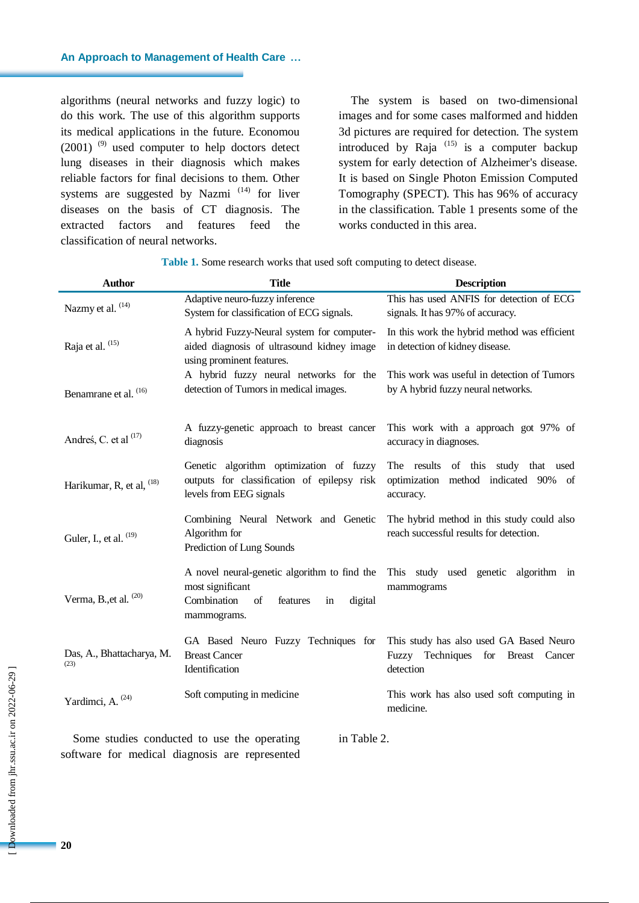algorithms (neural networks and fuzzy logic) to do this work. The use of this algorithm supports its medical applications in the future. Economou (2001) [9] used computer to help doctors detect lung diseases in their diagnosis which makes reliable factors for final decisions to them. Other systems are suggested by Nazmi [14] for liver diseases on the basis of CT diagnosis. The extracted factors and features feed the classification of neural networks.

The system is based on two-dimensional images and for some cases malformed and hidden 3d pictures are required for detection. The system introduced by Raja [15] is a computer backup system for early detection of Alzheimer's disease. It is based on Single Photon Emission Computed Tomography (SPECT). This has 96% of accuracy in the classification. Table 1 presents some of the works conducted in this area.

**Table 1.** Some research works that used soft computing to detect disease.

| Author | Title | Description |
|---|---|---|
| Nazmy et al. [14] | Adaptive neuro-fuzzy inference System for classification of ECG signals. | This has used ANFIS for detection of ECG signals. It has 97% of accuracy. |
| Raja et al. [15] | A hybrid Fuzzy-Neural system for computer-aided diagnosis of ultrasound kidney image using prominent features. | In this work the hybrid method was efficient in detection of kidney disease. |
| Benamrane et al. [16] | A hybrid fuzzy neural networks for the detection of Tumors in medical images. | This work was useful in detection of Tumors by A hybrid fuzzy neural networks. |
| Andreś, C. et al [17] | A fuzzy-genetic approach to breast cancer diagnosis | This work with a approach got 97% of accuracy in diagnoses. |
| Harikumar, R, et al, [18] | Genetic algorithm optimization of fuzzy outputs for classification of epilepsy risk levels from EEG signals | The results of this study that used optimization method indicated 90% of accuracy. |
| Guler, I., et al. [19] | Combining Neural Network and Genetic Algorithm for Prediction of Lung Sounds | The hybrid method in this study could also reach successful results for detection. |
| Verma, B.,et al. [20] | A novel neural-genetic algorithm to find the most significant Combination of features in digital mammograms. | This study used genetic algorithm in mammograms |
| Das, A., Bhattacharya, M. [23] | GA Based Neuro Fuzzy Techniques for Breast Cancer Identification | This study has also used GA Based Neuro Fuzzy Techniques for Breast Cancer detection |
| Yardimci, A. [24] | Soft computing in medicine | This work has also used soft computing in medicine. |

Some studies conducted to use the operating software for medical diagnosis are represented in Table 2.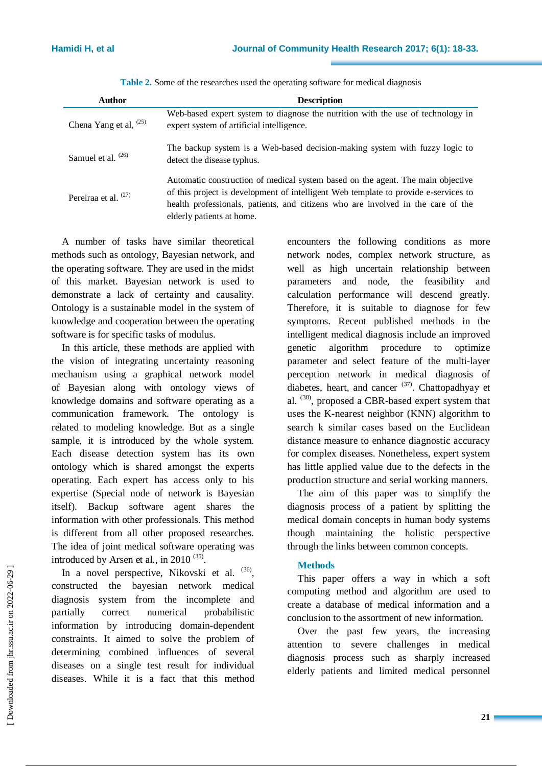**Table 2.** Some of the researches used the operating software for medical diagnosis

| Author | Description |
| --- | --- |
| Chena Yang et al, [25] | Web-based expert system to diagnose the nutrition with the use of technology in expert system of artificial intelligence. |
| Samuel et al. [26] | The backup system is a Web-based decision-making system with fuzzy logic to detect the disease typhus. |
| Pereiraa et al. [27] | Automatic construction of medical system based on the agent. The main objective of this project is development of intelligent Web template to provide e-services to health professionals, patients, and citizens who are involved in the care of the elderly patients at home. |

A number of tasks have similar theoretical methods such as ontology, Bayesian network, and the operating software. They are used in the midst of this market. Bayesian network is used to demonstrate a lack of certainty and causality. Ontology is a sustainable model in the system of knowledge and cooperation between the operating software is for specific tasks of modulus.

In this article, these methods are applied with the vision of integrating uncertainty reasoning mechanism using a graphical network model of Bayesian along with ontology views of knowledge domains and software operating as a communication framework. The ontology is related to modeling knowledge. But as a single sample, it is introduced by the whole system. Each disease detection system has its own ontology which is shared amongst the experts operating. Each expert has access only to his expertise (Special node of network is Bayesian itself). Backup software agent shares the information with other professionals. This method is different from all other proposed researches. The idea of joint medical software operating was introduced by Arsen et al., in 2010 [35].

In a novel perspective, Nikovski et al. [36], constructed the bayesian network medical diagnosis system from the incomplete and partially correct numerical probabilistic information by introducing domain-dependent constraints. It aimed to solve the problem of determining combined influences of several diseases on a single test result for individual diseases. While it is a fact that this method encounters the following conditions as more network nodes, complex network structure, as well as high uncertain relationship between parameters and node, the feasibility and calculation performance will descend greatly. Therefore, it is suitable to diagnose for few symptoms. Recent published methods in the intelligent medical diagnosis include an improved genetic algorithm procedure to optimize parameter and select feature of the multi-layer perception network in medical diagnosis of diabetes, heart, and cancer [37]. Chattopadhyay et al. [38], proposed a CBR-based expert system that uses the K-nearest neighbor (KNN) algorithm to search k similar cases based on the Euclidean distance measure to enhance diagnostic accuracy for complex diseases. Nonetheless, expert system has little applied value due to the defects in the production structure and serial working manners.

The aim of this paper was to simplify the diagnosis process of a patient by splitting the medical domain concepts in human body systems though maintaining the holistic perspective through the links between common concepts.

## Methods

This paper offers a way in which a soft computing method and algorithm are used to create a database of medical information and a conclusion to the assortment of new information.

Over the past few years, the increasing attention to severe challenges in medical diagnosis process such as sharply increased elderly patients and limited medical personnel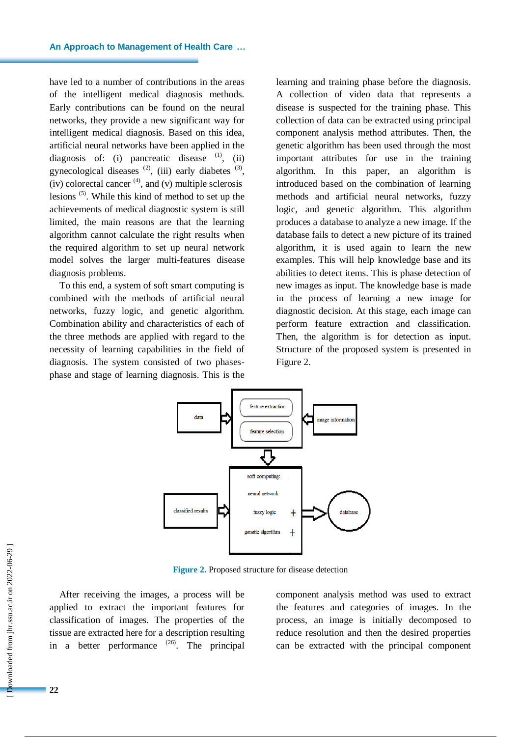have led to a number of contributions in the areas of the intelligent medical diagnosis methods. Early contributions can be found on the neural networks, they provide a new significant way for intelligent medical diagnosis. Based on this idea, artificial neural networks have been applied in the diagnosis of: (i) pancreatic disease [(1)], (ii) gynecological diseases [(2)], (iii) early diabetes [(3)], (iv) colorectal cancer [(4)], and (v) multiple sclerosis lesions [(5)]. While this kind of method to set up the achievements of medical diagnostic system is still limited, the main reasons are that the learning algorithm cannot calculate the right results when the required algorithm to set up neural network model solves the larger multi-features disease diagnosis problems.

To this end, a system of soft smart computing is combined with the methods of artificial neural networks, fuzzy logic, and genetic algorithm. Combination ability and characteristics of each of the three methods are applied with regard to the necessity of learning capabilities in the field of diagnosis. The system consisted of two phases-phase and stage of learning diagnosis. This is the learning and training phase before the diagnosis. A collection of video data that represents a disease is suspected for the training phase. This collection of data can be extracted using principal component analysis method attributes. Then, the genetic algorithm has been used through the most important attributes for use in the training algorithm. In this paper, an algorithm is introduced based on the combination of learning methods and artificial neural networks, fuzzy logic, and genetic algorithm. This algorithm produces a database to analyze a new image. If the database fails to detect a new picture of its trained algorithm, it is used again to learn the new examples. This will help knowledge base and its abilities to detect items. This is phase detection of new images as input. The knowledge base is made in the process of learning a new image for diagnostic decision. At this stage, each image can perform feature extraction and classification. Then, the algorithm is for detection as input. Structure of the proposed system is presented in Figure 2.

**Figure 2.** Proposed structure for disease detection

After receiving the images, a process will be applied to extract the important features for classification of images. The properties of the tissue are extracted here for a description resulting in a better performance [(26)]. The principal component analysis method was used to extract the features and categories of images. In the process, an image is initially decomposed to reduce resolution and then the desired properties can be extracted with the principal component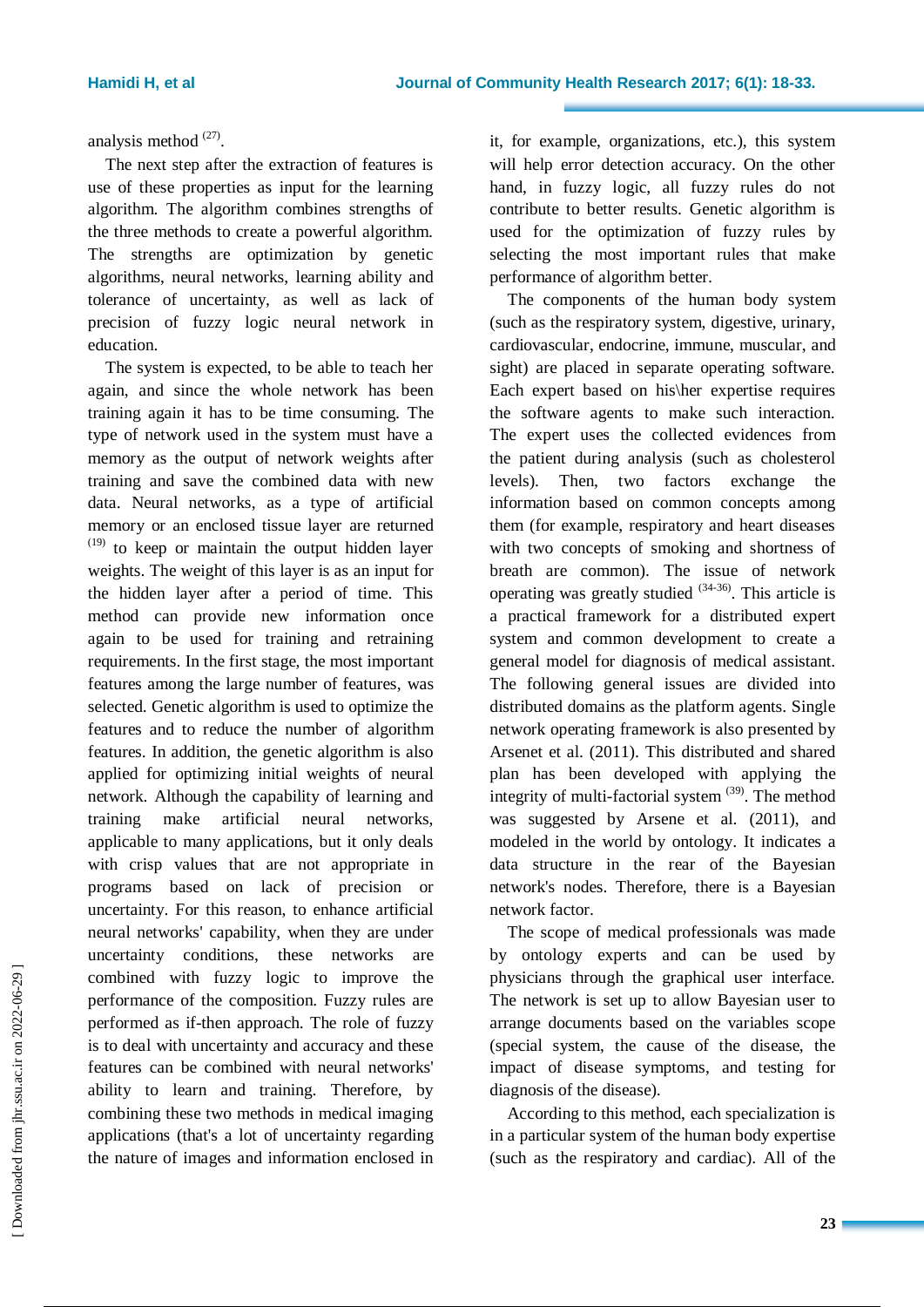analysis method [27].

The next step after the extraction of features is use of these properties as input for the learning algorithm. The algorithm combines strengths of the three methods to create a powerful algorithm. The strengths are optimization by genetic algorithms, neural networks, learning ability and tolerance of uncertainty, as well as lack of precision of fuzzy logic neural network in education.

The system is expected, to be able to teach her again, and since the whole network has been training again it has to be time consuming. The type of network used in the system must have a memory as the output of network weights after training and save the combined data with new data. Neural networks, as a type of artificial memory or an enclosed tissue layer are returned [19] to keep or maintain the output hidden layer weights. The weight of this layer is as an input for the hidden layer after a period of time. This method can provide new information once again to be used for training and retraining requirements. In the first stage, the most important features among the large number of features, was selected. Genetic algorithm is used to optimize the features and to reduce the number of algorithm features. In addition, the genetic algorithm is also applied for optimizing initial weights of neural network. Although the capability of learning and training make artificial neural networks, applicable to many applications, but it only deals with crisp values that are not appropriate in programs based on lack of precision or uncertainty. For this reason, to enhance artificial neural networks' capability, when they are under uncertainty conditions, these networks are combined with fuzzy logic to improve the performance of the composition. Fuzzy rules are performed as if-then approach. The role of fuzzy is to deal with uncertainty and accuracy and these features can be combined with neural networks' ability to learn and training. Therefore, by combining these two methods in medical imaging applications (that's a lot of uncertainty regarding the nature of images and information enclosed in it, for example, organizations, etc.), this system will help error detection accuracy. On the other hand, in fuzzy logic, all fuzzy rules do not contribute to better results. Genetic algorithm is used for the optimization of fuzzy rules by selecting the most important rules that make performance of algorithm better.

The components of the human body system (such as the respiratory system, digestive, urinary, cardiovascular, endocrine, immune, muscular, and sight) are placed in separate operating software. Each expert based on his\her expertise requires the software agents to make such interaction. The expert uses the collected evidences from the patient during analysis (such as cholesterol levels). Then, two factors exchange the information based on common concepts among them (for example, respiratory and heart diseases with two concepts of smoking and shortness of breath are common). The issue of network operating was greatly studied [34-36]. This article is a practical framework for a distributed expert system and common development to create a general model for diagnosis of medical assistant. The following general issues are divided into distributed domains as the platform agents. Single network operating framework is also presented by Arsenet et al. (2011). This distributed and shared plan has been developed with applying the integrity of multi-factorial system [39]. The method was suggested by Arsene et al. (2011), and modeled in the world by ontology. It indicates a data structure in the rear of the Bayesian network's nodes. Therefore, there is a Bayesian network factor.

The scope of medical professionals was made by ontology experts and can be used by physicians through the graphical user interface. The network is set up to allow Bayesian user to arrange documents based on the variables scope (special system, the cause of the disease, the impact of disease symptoms, and testing for diagnosis of the disease).

According to this method, each specialization is in a particular system of the human body expertise (such as the respiratory and cardiac). All of the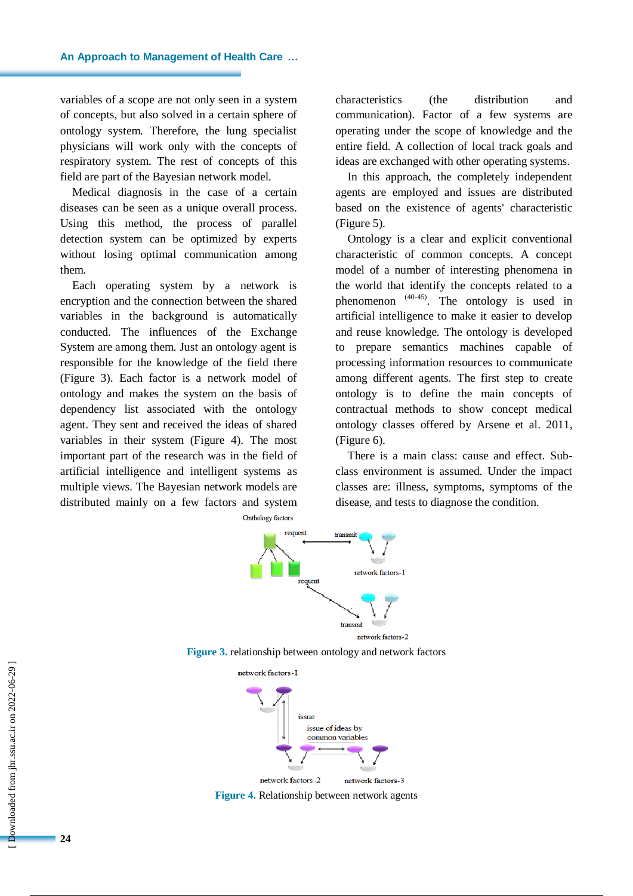variables of a scope are not only seen in a system of concepts, but also solved in a certain sphere of ontology system. Therefore, the lung specialist physicians will work only with the concepts of respiratory system. The rest of concepts of this field are part of the Bayesian network model.

Medical diagnosis in the case of a certain diseases can be seen as a unique overall process. Using this method, the process of parallel detection system can be optimized by experts without losing optimal communication among them.

Each operating system by a network is encryption and the connection between the shared variables in the background is automatically conducted. The influences of the Exchange System are among them. Just an ontology agent is responsible for the knowledge of the field there (Figure 3). Each factor is a network model of ontology and makes the system on the basis of dependency list associated with the ontology agent. They sent and received the ideas of shared variables in their system (Figure 4). The most important part of the research was in the field of artificial intelligence and intelligent systems as multiple views. The Bayesian network models are distributed mainly on a few factors and system characteristics (the distribution and communication). Factor of a few systems are operating under the scope of knowledge and the entire field. A collection of local track goals and ideas are exchanged with other operating systems.

In this approach, the completely independent agents are employed and issues are distributed based on the existence of agents' characteristic (Figure 5).

Ontology is a clear and explicit conventional characteristic of common concepts. A concept model of a number of interesting phenomena in the world that identify the concepts related to a phenomenon [40-45]. The ontology is used in artificial intelligence to make it easier to develop and reuse knowledge. The ontology is developed to prepare semantics machines capable of processing information resources to communicate among different agents. The first step to create ontology is to define the main concepts of contractual methods to show concept medical ontology classes offered by Arsene et al. 2011, (Figure 6).

There is a main class: cause and effect. Sub-class environment is assumed. Under the impact classes are: illness, symptoms, symptoms of the disease, and tests to diagnose the condition.

Onthology factors

requent

transmit

network factors-1

requent

transmit

network factors-2

**Figure 3.** relationship between ontology and network factors

network factors-1

issue

issue of ideas by common variables

network factors-2

network factors-3

**Figure 4.** Relationship between network agents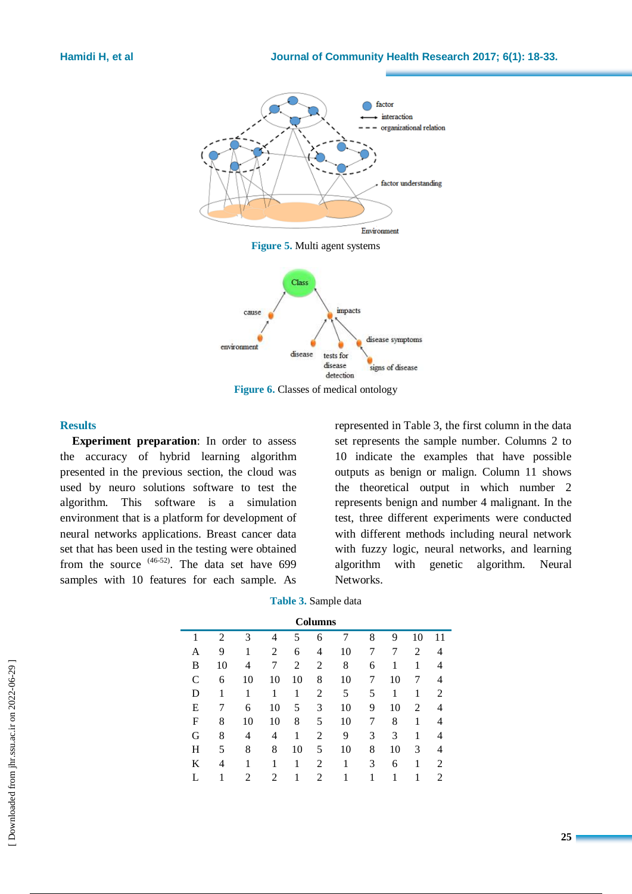Figure 5. Multi agent systems

Figure 6. Classes of medical ontology

## Results

**Experiment preparation**: In order to assess the accuracy of hybrid learning algorithm presented in the previous section, the cloud was used by neuro solutions software to test the algorithm. This software is a simulation environment that is a platform for development of neural networks applications. Breast cancer data set that has been used in the testing were obtained from the source [46-52]. The data set have 699 samples with 10 features for each sample. As represented in Table 3, the first column in the data set represents the sample number. Columns 2 to 10 indicate the examples that have possible outputs as benign or malign. Column 11 shows the theoretical output in which number 2 represents benign and number 4 malignant. In the test, three different experiments were conducted with different methods including neural network with fuzzy logic, neural networks, and learning algorithm with genetic algorithm. Neural Networks.

Table 3. Sample data

| Columns | | | | | | | | | | |
|---|---|---|---|---|---|---|---|---|---|---|
| 1 | 2 | 3 | 4 | 5 | 6 | 7 | 8 | 9 | 10 | 11 |
| A | 9 | 1 | 2 | 6 | 4 | 10 | 7 | 7 | 2 | 4 |
| B | 10 | 4 | 7 | 2 | 2 | 8 | 6 | 1 | 1 | 4 |
| C | 6 | 10 | 10 | 10 | 8 | 10 | 7 | 10 | 7 | 4 |
| D | 1 | 1 | 1 | 1 | 2 | 5 | 5 | 1 | 1 | 2 |
| E | 7 | 6 | 10 | 5 | 3 | 10 | 9 | 10 | 2 | 4 |
| F | 8 | 10 | 10 | 8 | 5 | 10 | 7 | 8 | 1 | 4 |
| G | 8 | 4 | 4 | 1 | 2 | 9 | 3 | 3 | 1 | 4 |
| H | 5 | 8 | 8 | 10 | 5 | 10 | 8 | 10 | 3 | 4 |
| K | 4 | 1 | 1 | 1 | 2 | 1 | 3 | 6 | 1 | 2 |
| L | 1 | 2 | 2 | 1 | 2 | 1 | 1 | 1 | 1 | 2 |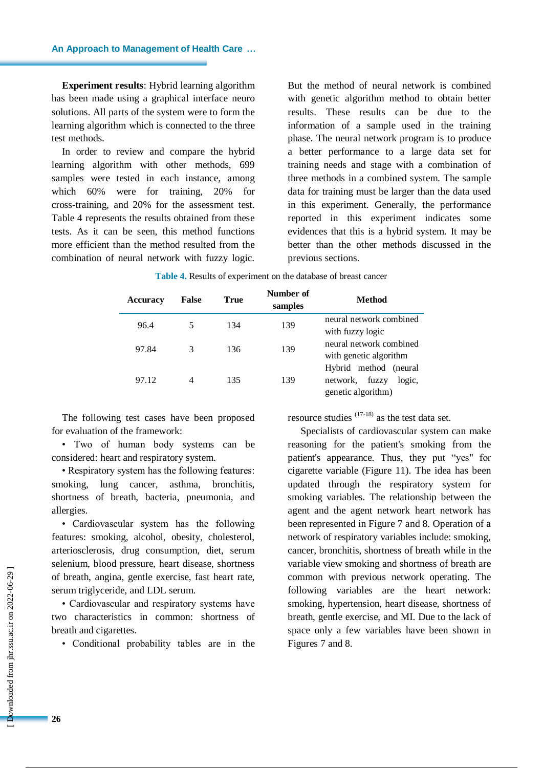**Experiment results**: Hybrid learning algorithm has been made using a graphical interface neuro solutions. All parts of the system were to form the learning algorithm which is connected to the three test methods.

In order to review and compare the hybrid learning algorithm with other methods, 699 samples were tested in each instance, among which 60% were for training, 20% for cross-training, and 20% for the assessment test. Table 4 represents the results obtained from these tests. As it can be seen, this method functions more efficient than the method resulted from the combination of neural network with fuzzy logic. But the method of neural network is combined with genetic algorithm method to obtain better results. These results can be due to the information of a sample used in the training phase. The neural network program is to produce a better performance to a large data set for training needs and stage with a combination of three methods in a combined system. The sample data for training must be larger than the data used in this experiment. Generally, the performance reported in this experiment indicates some evidences that this is a hybrid system. It may be better than the other methods discussed in the previous sections.

**Table 4.** Results of experiment on the database of breast cancer

| Accuracy | False | True | Number of samples | Method |
|---|---|---|---|---|
| 96.4 | 5 | 134 | 139 | neural network combined with fuzzy logic |
| 97.84 | 3 | 136 | 139 | neural network combined with genetic algorithm |
| 97.12 | 4 | 135 | 139 | Hybrid method (neural network, fuzzy logic, genetic algorithm) |

The following test cases have been proposed for evaluation of the framework:

- Two of human body systems can be considered: heart and respiratory system.
- Respiratory system has the following features: smoking, lung cancer, asthma, bronchitis, shortness of breath, bacteria, pneumonia, and allergies.
- Cardiovascular system has the following features: smoking, alcohol, obesity, cholesterol, arteriosclerosis, drug consumption, diet, serum selenium, blood pressure, heart disease, shortness of breath, angina, gentle exercise, fast heart rate, serum triglyceride, and LDL serum.
- Cardiovascular and respiratory systems have two characteristics in common: shortness of breath and cigarettes.
- Conditional probability tables are in the resource studies [17-18] as the test data set.

Specialists of cardiovascular system can make reasoning for the patient's smoking from the patient's appearance. Thus, they put "yes" for cigarette variable (Figure 11). The idea has been updated through the respiratory system for smoking variables. The relationship between the agent and the agent network heart network has been represented in Figure 7 and 8. Operation of a network of respiratory variables include: smoking, cancer, bronchitis, shortness of breath while in the variable view smoking and shortness of breath are common with previous network operating. The following variables are the heart network: smoking, hypertension, heart disease, shortness of breath, gentle exercise, and MI. Due to the lack of space only a few variables have been shown in Figures 7 and 8.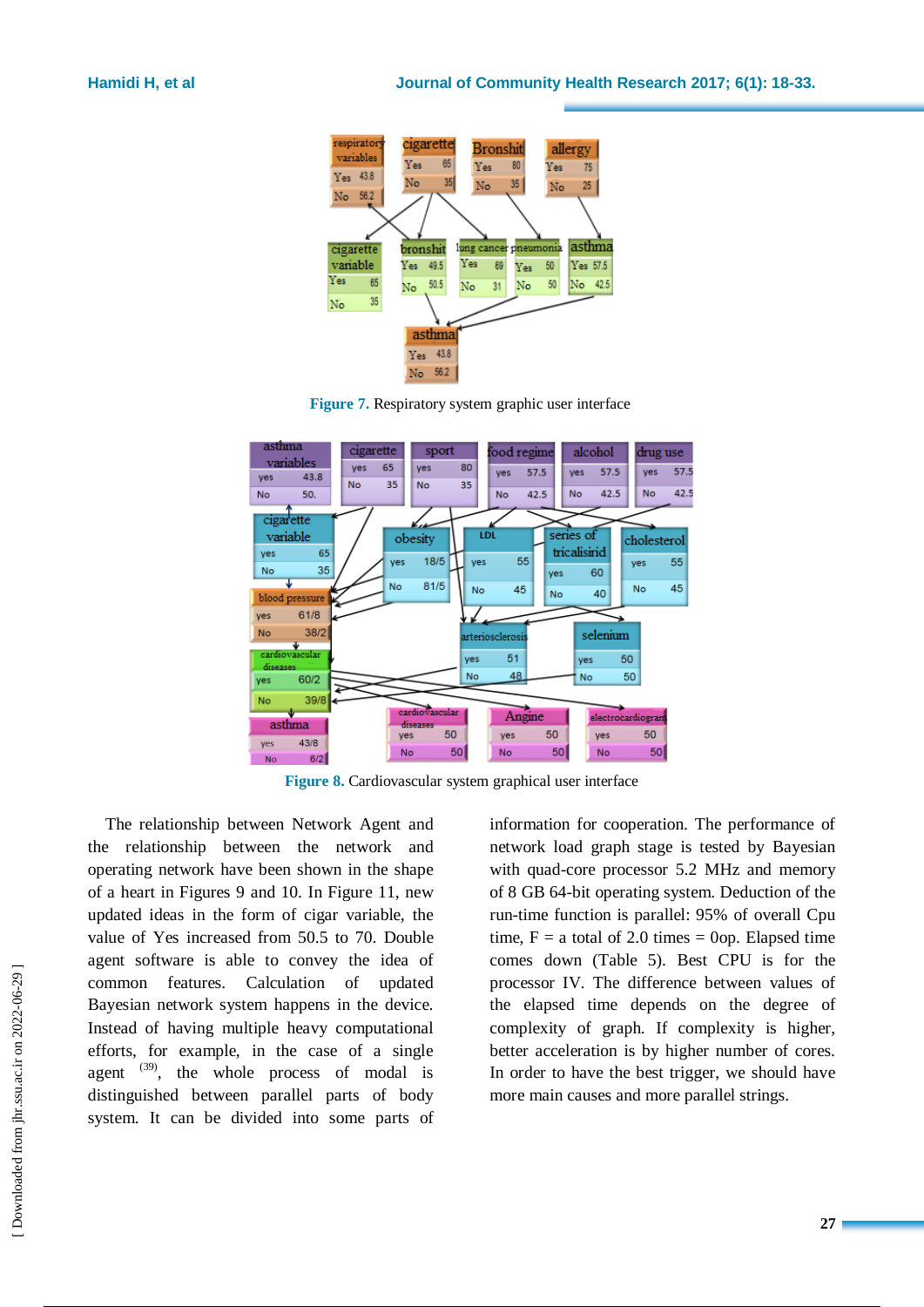Figure 7. Respiratory system graphic user interface

Figure 8. Cardiovascular system graphical user interface

The relationship between Network Agent and the relationship between the network and operating network have been shown in the shape of a heart in Figures 9 and 10. In Figure 11, new updated ideas in the form of cigar variable, the value of Yes increased from 50.5 to 70. Double agent software is able to convey the idea of common features. Calculation of updated Bayesian network system happens in the device. Instead of having multiple heavy computational efforts, for example, in the case of a single agent [39], the whole process of modal is distinguished between parallel parts of body system. It can be divided into some parts of information for cooperation. The performance of network load graph stage is tested by Bayesian with quad-core processor 5.2 MHz and memory of 8 GB 64-bit operating system. Deduction of the run-time function is parallel: 95% of overall Cpu time, F = a total of 2.0 times = 0op. Elapsed time comes down (Table 5). Best CPU is for the processor IV. The difference between values of the elapsed time depends on the degree of complexity of graph. If complexity is higher, better acceleration is by higher number of cores. In order to have the best trigger, we should have more main causes and more parallel strings.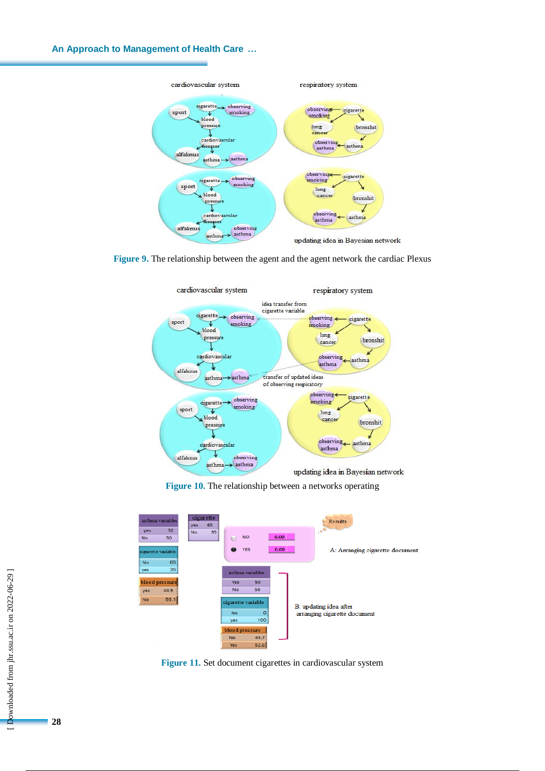Figure 9. The relationship between the agent and the agent network the cardiac Plexus

Figure 10. The relationship between a networks operating

Figure 11. Set document cigarettes in cardiovascular system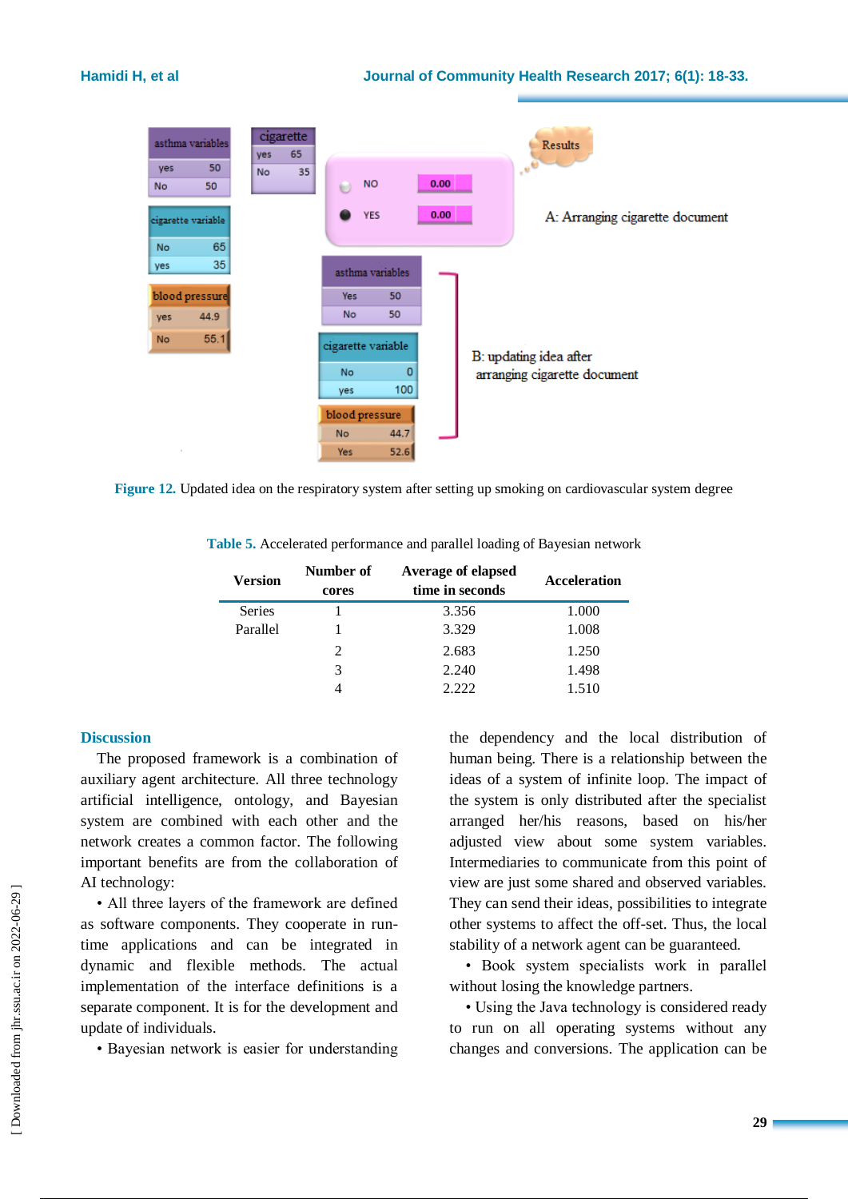Figure 12. Updated idea on the respiratory system after setting up smoking on cardiovascular system degree

Table 5. Accelerated performance and parallel loading of Bayesian network

| Version | Number of cores | Average of elapsed time in seconds | Acceleration |
|---|---|---|---|
| Series | 1 | 3.356 | 1.000 |
| Parallel | 1 | 3.329 | 1.008 |
| | 2 | 2.683 | 1.250 |
| | 3 | 2.240 | 1.498 |
| | 4 | 2.222 | 1.510 |

## Discussion

The proposed framework is a combination of auxiliary agent architecture. All three technology artificial intelligence, ontology, and Bayesian system are combined with each other and the network creates a common factor. The following important benefits are from the collaboration of AI technology:

• All three layers of the framework are defined as software components. They cooperate in run-time applications and can be integrated in dynamic and flexible methods. The actual implementation of the interface definitions is a separate component. It is for the development and update of individuals.

• Bayesian network is easier for understanding the dependency and the local distribution of human being. There is a relationship between the ideas of a system of infinite loop. The impact of the system is only distributed after the specialist arranged her/his reasons, based on his/her adjusted view about some system variables. Intermediaries to communicate from this point of view are just some shared and observed variables. They can send their ideas, possibilities to integrate other systems to affect the off-set. Thus, the local stability of a network agent can be guaranteed.

• Book system specialists work in parallel without losing the knowledge partners.

• Using the Java technology is considered ready to run on all operating systems without any changes and conversions. The application can be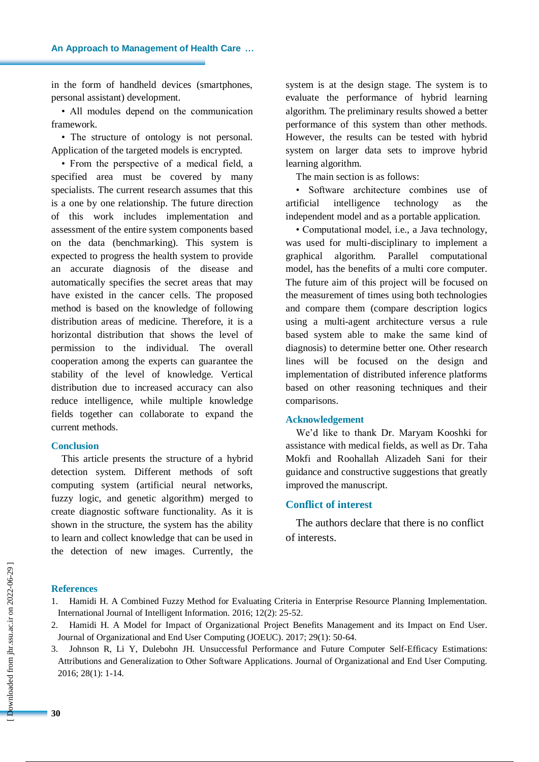in the form of handheld devices (smartphones, personal assistant) development.

• All modules depend on the communication framework.

• The structure of ontology is not personal. Application of the targeted models is encrypted.

• From the perspective of a medical field, a specified area must be covered by many specialists. The current research assumes that this is a one by one relationship. The future direction of this work includes implementation and assessment of the entire system components based on the data (benchmarking). This system is expected to progress the health system to provide an accurate diagnosis of the disease and automatically specifies the secret areas that may have existed in the cancer cells. The proposed method is based on the knowledge of following distribution areas of medicine. Therefore, it is a horizontal distribution that shows the level of permission to the individual. The overall cooperation among the experts can guarantee the stability of the level of knowledge. Vertical distribution due to increased accuracy can also reduce intelligence, while multiple knowledge fields together can collaborate to expand the current methods.

## Conclusion

This article presents the structure of a hybrid detection system. Different methods of soft computing system (artificial neural networks, fuzzy logic, and genetic algorithm) merged to create diagnostic software functionality. As it is shown in the structure, the system has the ability to learn and collect knowledge that can be used in the detection of new images. Currently, the system is at the design stage. The system is to evaluate the performance of hybrid learning algorithm. The preliminary results showed a better performance of this system than other methods. However, the results can be tested with hybrid system on larger data sets to improve hybrid learning algorithm.

The main section is as follows:

• Software architecture combines use of artificial intelligence technology as the independent model and as a portable application.

• Computational model, i.e., a Java technology, was used for multi-disciplinary to implement a graphical algorithm. Parallel computational model, has the benefits of a multi core computer. The future aim of this project will be focused on the measurement of times using both technologies and compare them (compare description logics using a multi-agent architecture versus a rule based system able to make the same kind of diagnosis) to determine better one. Other research lines will be focused on the design and implementation of distributed inference platforms based on other reasoning techniques and their comparisons.

## Acknowledgement

We'd like to thank Dr. Maryam Kooshki for assistance with medical fields, as well as Dr. Taha Mokfi and Roohallah Alizadeh Sani for their guidance and constructive suggestions that greatly improved the manuscript.

## Conflict of interest

The authors declare that there is no conflict of interests.

## References

1. Hamidi H. A Combined Fuzzy Method for Evaluating Criteria in Enterprise Resource Planning Implementation. International Journal of Intelligent Information. 2016; 12(2): 25-52.
2. Hamidi H. A Model for Impact of Organizational Project Benefits Management and its Impact on End User. Journal of Organizational and End User Computing (JOEUC). 2017; 29(1): 50-64.
3. Johnson R, Li Y, Dulebohn JH. Unsuccessful Performance and Future Computer Self-Efficacy Estimations: Attributions and Generalization to Other Software Applications. Journal of Organizational and End User Computing. 2016; 28(1): 1-14.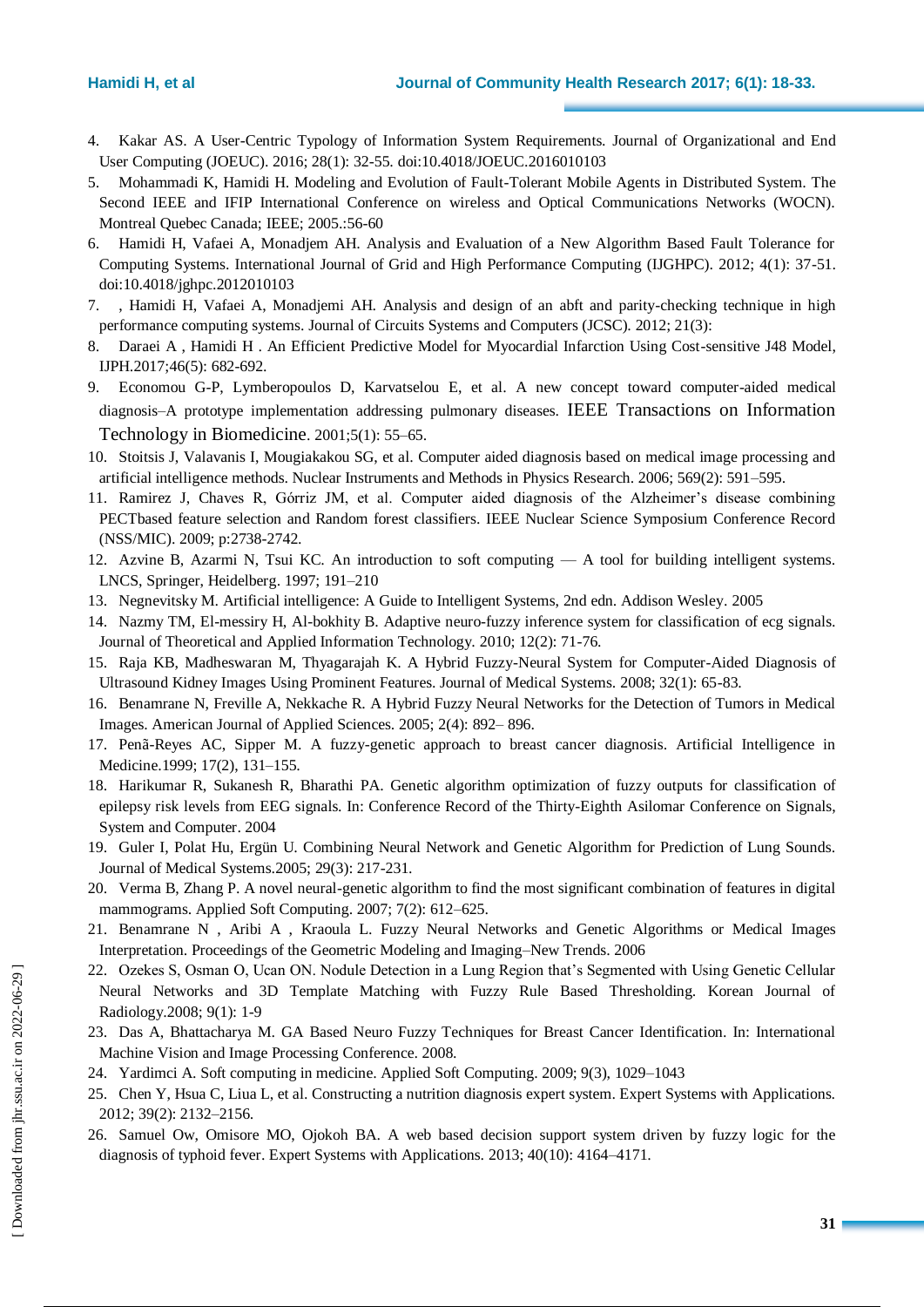4. Kakar AS. A User-Centric Typology of Information System Requirements. Journal of Organizational and End User Computing (JOEUC). 2016; 28(1): 32-55. doi:10.4018/JOEUC.2016010103
5. Mohammadi K, Hamidi H. Modeling and Evolution of Fault-Tolerant Mobile Agents in Distributed System. The Second IEEE and IFIP International Conference on wireless and Optical Communications Networks (WOCN). Montreal Quebec Canada; IEEE; 2005.:56-60
6. Hamidi H, Vafaei A, Monadjem AH. Analysis and Evaluation of a New Algorithm Based Fault Tolerance for Computing Systems. International Journal of Grid and High Performance Computing (IJGHPC). 2012; 4(1): 37-51. doi:10.4018/jghpc.2012010103
7. , Hamidi H, Vafaei A, Monadjemi AH. Analysis and design of an abft and parity-checking technique in high performance computing systems. Journal of Circuits Systems and Computers (JCSC). 2012; 21(3):
8. Daraei A , Hamidi H . An Efficient Predictive Model for Myocardial Infarction Using Cost-sensitive J48 Model, IJPH.2017;46(5): 682-692.
9. Economou G-P, Lymberopoulos D, Karvatselou E, et al. A new concept toward computer-aided medical diagnosis–A prototype implementation addressing pulmonary diseases. IEEE Transactions on Information Technology in Biomedicine. 2001;5(1): 55–65.
10. Stoitsis J, Valavanis I, Mougiakakou SG, et al. Computer aided diagnosis based on medical image processing and artificial intelligence methods. Nuclear Instruments and Methods in Physics Research. 2006; 569(2): 591–595.
11. Ramirez J, Chaves R, Górriz JM, et al. Computer aided diagnosis of the Alzheimer's disease combining PECTbased feature selection and Random forest classifiers. IEEE Nuclear Science Symposium Conference Record (NSS/MIC). 2009; p:2738-2742.
12. Azvine B, Azarmi N, Tsui KC. An introduction to soft computing — A tool for building intelligent systems. LNCS, Springer, Heidelberg. 1997; 191–210
13. Negnevitsky M. Artificial intelligence: A Guide to Intelligent Systems, 2nd edn. Addison Wesley. 2005
14. Nazmy TM, El-messiry H, Al-bokhity B. Adaptive neuro-fuzzy inference system for classification of ecg signals. Journal of Theoretical and Applied Information Technology. 2010; 12(2): 71-76.
15. Raja KB, Madheswaran M, Thyagarajah K. A Hybrid Fuzzy-Neural System for Computer-Aided Diagnosis of Ultrasound Kidney Images Using Prominent Features. Journal of Medical Systems. 2008; 32(1): 65-83.
16. Benamrane N, Freville A, Nekkache R. A Hybrid Fuzzy Neural Networks for the Detection of Tumors in Medical Images. American Journal of Applied Sciences. 2005; 2(4): 892– 896.
17. Penã-Reyes AC, Sipper M. A fuzzy-genetic approach to breast cancer diagnosis. Artificial Intelligence in Medicine.1999; 17(2), 131–155.
18. Harikumar R, Sukanesh R, Bharathi PA. Genetic algorithm optimization of fuzzy outputs for classification of epilepsy risk levels from EEG signals. In: Conference Record of the Thirty-Eighth Asilomar Conference on Signals, System and Computer. 2004
19. Guler I, Polat Hu, Ergün U. Combining Neural Network and Genetic Algorithm for Prediction of Lung Sounds. Journal of Medical Systems.2005; 29(3): 217-231.
20. Verma B, Zhang P. A novel neural-genetic algorithm to find the most significant combination of features in digital mammograms. Applied Soft Computing. 2007; 7(2): 612–625.
21. Benamrane N , Aribi A , Kraoula L. Fuzzy Neural Networks and Genetic Algorithms or Medical Images Interpretation. Proceedings of the Geometric Modeling and Imaging–New Trends. 2006
22. Ozekes S, Osman O, Ucan ON. Nodule Detection in a Lung Region that's Segmented with Using Genetic Cellular Neural Networks and 3D Template Matching with Fuzzy Rule Based Thresholding. Korean Journal of Radiology.2008; 9(1): 1-9
23. Das A, Bhattacharya M. GA Based Neuro Fuzzy Techniques for Breast Cancer Identification. In: International Machine Vision and Image Processing Conference. 2008.
24. Yardimci A. Soft computing in medicine. Applied Soft Computing. 2009; 9(3), 1029–1043
25. Chen Y, Hsua C, Liua L, et al. Constructing a nutrition diagnosis expert system. Expert Systems with Applications. 2012; 39(2): 2132–2156.
26. Samuel Ow, Omisore MO, Ojokoh BA. A web based decision support system driven by fuzzy logic for the diagnosis of typhoid fever. Expert Systems with Applications. 2013; 40(10): 4164–4171.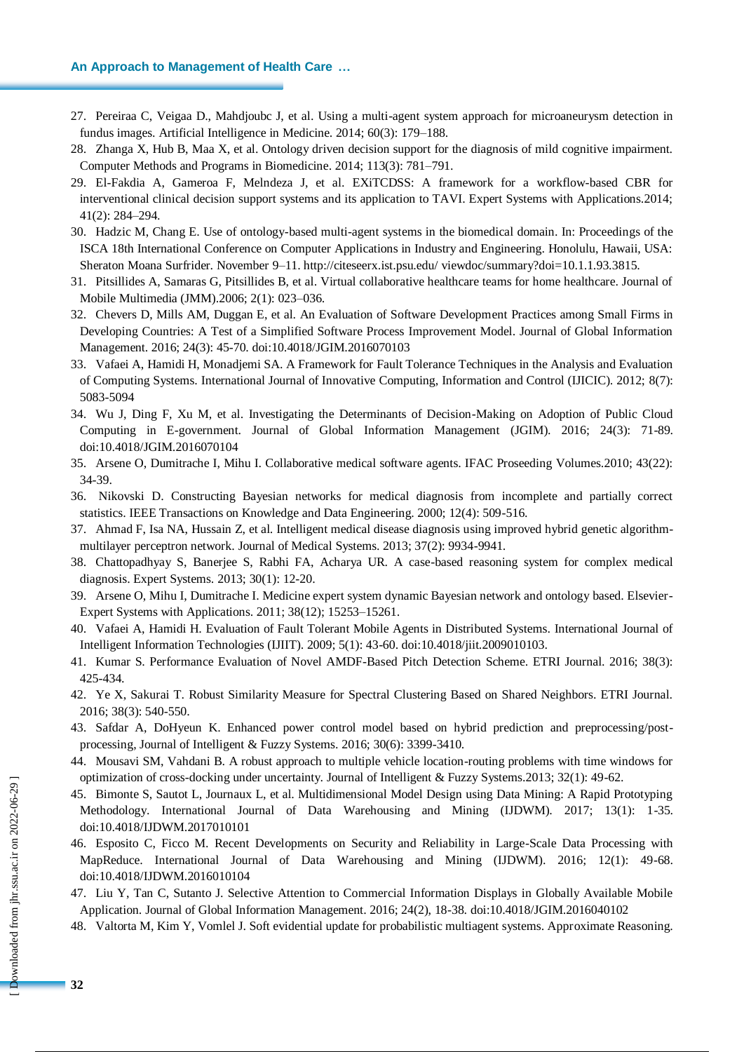27. Pereiraa C, Veigaa D., Mahdjoubc J, et al. Using a multi-agent system approach for microaneurysm detection in fundus images. Artificial Intelligence in Medicine. 2014; 60(3): 179–188.
28. Zhanga X, Hub B, Maa X, et al. Ontology driven decision support for the diagnosis of mild cognitive impairment. Computer Methods and Programs in Biomedicine. 2014; 113(3): 781–791.
29. El-Fakdia A, Gameroa F, Melndeza J, et al. EXiTCDSS: A framework for a workflow-based CBR for interventional clinical decision support systems and its application to TAVI. Expert Systems with Applications.2014; 41(2): 284–294.
30. Hadzic M, Chang E. Use of ontology-based multi-agent systems in the biomedical domain. In: Proceedings of the ISCA 18th International Conference on Computer Applications in Industry and Engineering. Honolulu, Hawaii, USA: Sheraton Moana Surfrider. November 9–11. http://citeseerx.ist.psu.edu/ viewdoc/summary?doi=10.1.1.93.3815.
31. Pitsillides A, Samaras G, Pitsillides B, et al. Virtual collaborative healthcare teams for home healthcare. Journal of Mobile Multimedia (JMM).2006; 2(1): 023–036.
32. Chevers D, Mills AM, Duggan E, et al. An Evaluation of Software Development Practices among Small Firms in Developing Countries: A Test of a Simplified Software Process Improvement Model. Journal of Global Information Management. 2016; 24(3): 45-70. doi:10.4018/JGIM.2016070103
33. Vafaei A, Hamidi H, Monadjemi SA. A Framework for Fault Tolerance Techniques in the Analysis and Evaluation of Computing Systems. International Journal of Innovative Computing, Information and Control (IJICIC). 2012; 8(7): 5083-5094
34. Wu J, Ding F, Xu M, et al. Investigating the Determinants of Decision-Making on Adoption of Public Cloud Computing in E-government. Journal of Global Information Management (JGIM). 2016; 24(3): 71-89. doi:10.4018/JGIM.2016070104
35. Arsene O, Dumitrache I, Mihu I. Collaborative medical software agents. IFAC Proseeding Volumes.2010; 43(22): 34-39.
36. Nikovski D. Constructing Bayesian networks for medical diagnosis from incomplete and partially correct statistics. IEEE Transactions on Knowledge and Data Engineering. 2000; 12(4): 509-516.
37. Ahmad F, Isa NA, Hussain Z, et al. Intelligent medical disease diagnosis using improved hybrid genetic algorithm-multilayer perceptron network. Journal of Medical Systems. 2013; 37(2): 9934-9941.
38. Chattopadhyay S, Banerjee S, Rabhi FA, Acharya UR. A case-based reasoning system for complex medical diagnosis. Expert Systems. 2013; 30(1): 12-20.
39. Arsene O, Mihu I, Dumitrache I. Medicine expert system dynamic Bayesian network and ontology based. Elsevier-Expert Systems with Applications. 2011; 38(12); 15253–15261.
40. Vafaei A, Hamidi H. Evaluation of Fault Tolerant Mobile Agents in Distributed Systems. International Journal of Intelligent Information Technologies (IJIIT). 2009; 5(1): 43-60. doi:10.4018/jiit.2009010103.
41. Kumar S. Performance Evaluation of Novel AMDF-Based Pitch Detection Scheme. ETRI Journal. 2016; 38(3): 425-434.
42. Ye X, Sakurai T. Robust Similarity Measure for Spectral Clustering Based on Shared Neighbors. ETRI Journal. 2016; 38(3): 540-550.
43. Safdar A, DoHyeun K. Enhanced power control model based on hybrid prediction and preprocessing/post-processing, Journal of Intelligent & Fuzzy Systems. 2016; 30(6): 3399-3410.
44. Mousavi SM, Vahdani B. A robust approach to multiple vehicle location-routing problems with time windows for optimization of cross-docking under uncertainty. Journal of Intelligent & Fuzzy Systems.2013; 32(1): 49-62.
45. Bimonte S, Sautot L, Journaux L, et al. Multidimensional Model Design using Data Mining: A Rapid Prototyping Methodology. International Journal of Data Warehousing and Mining (IJDWM). 2017; 13(1): 1-35. doi:10.4018/IJDWM.2017010101
46. Esposito C, Ficco M. Recent Developments on Security and Reliability in Large-Scale Data Processing with MapReduce. International Journal of Data Warehousing and Mining (IJDWM). 2016; 12(1): 49-68. doi:10.4018/IJDWM.2016010104
47. Liu Y, Tan C, Sutanto J. Selective Attention to Commercial Information Displays in Globally Available Mobile Application. Journal of Global Information Management. 2016; 24(2), 18-38. doi:10.4018/JGIM.2016040102
48. Valtorta M, Kim Y, Vomlel J. Soft evidential update for probabilistic multiagent systems. Approximate Reasoning.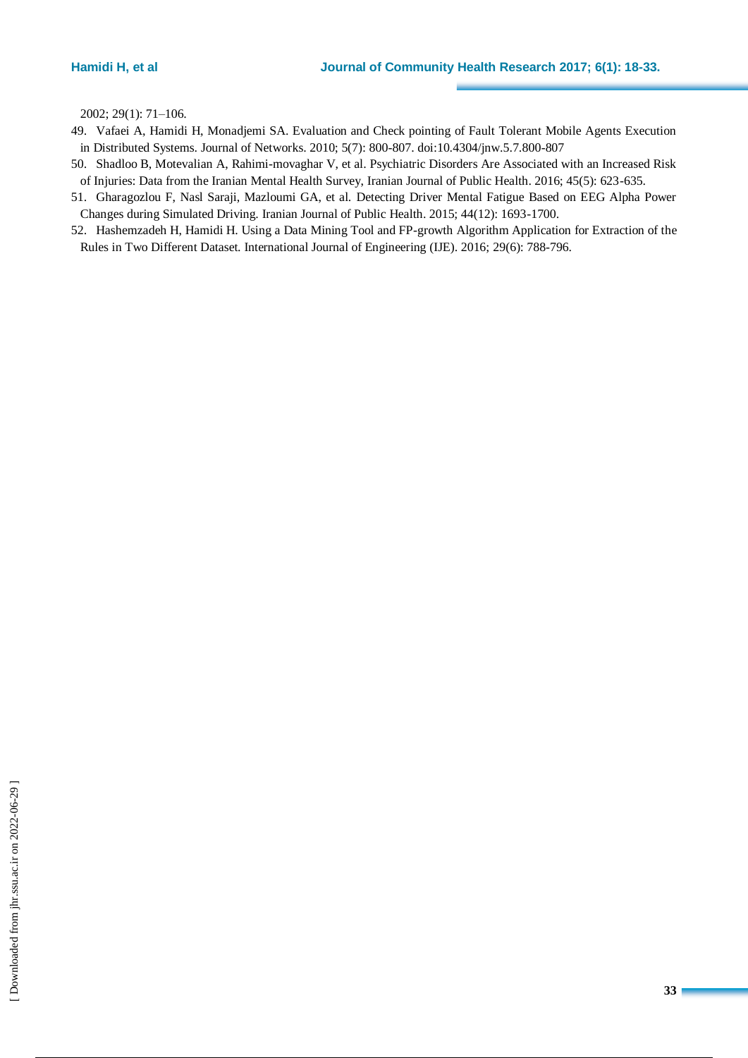2002; 29(1): 71–106.

49. Vafaei A, Hamidi H, Monadjemi SA. Evaluation and Check pointing of Fault Tolerant Mobile Agents Execution in Distributed Systems. Journal of Networks. 2010; 5(7): 800-807. doi:10.4304/jnw.5.7.800-807
50. Shadloo B, Motevalian A, Rahimi-movaghar V, et al. Psychiatric Disorders Are Associated with an Increased Risk of Injuries: Data from the Iranian Mental Health Survey, Iranian Journal of Public Health. 2016; 45(5): 623-635.
51. Gharagozlou F, Nasl Saraji, Mazloumi GA, et al. Detecting Driver Mental Fatigue Based on EEG Alpha Power Changes during Simulated Driving. Iranian Journal of Public Health. 2015; 44(12): 1693-1700.
52. Hashemzadeh H, Hamidi H. Using a Data Mining Tool and FP-growth Algorithm Application for Extraction of the Rules in Two Different Dataset. International Journal of Engineering (IJE). 2016; 29(6): 788-796.